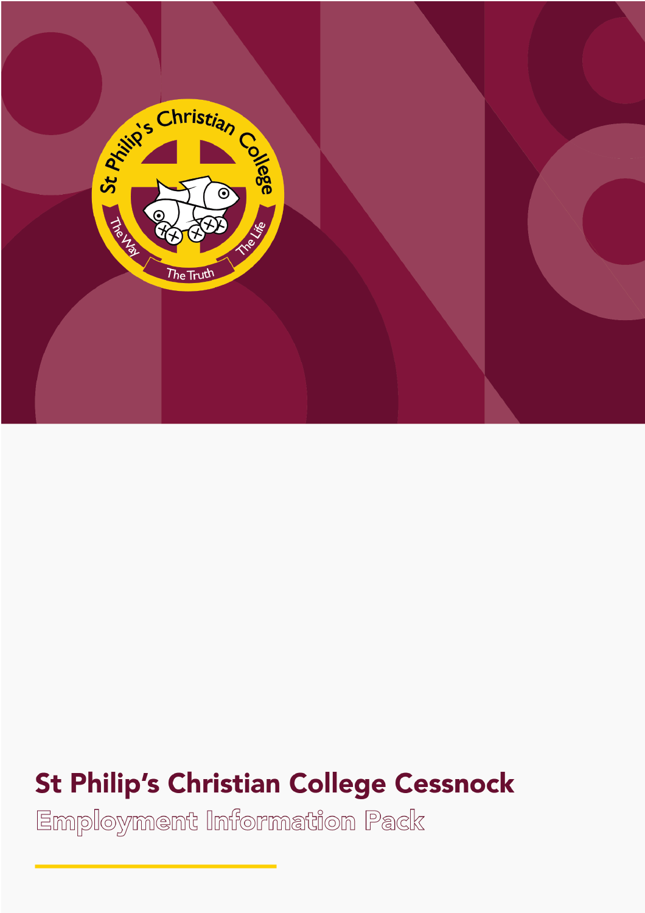# St Philip's Christian College Cessnock

## Employment Information Pack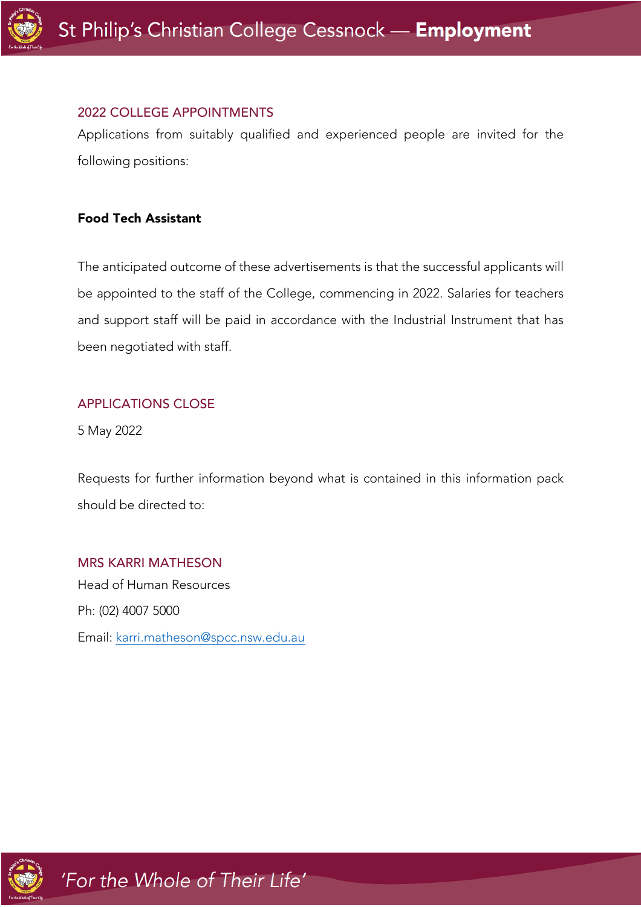## 2022 COLLEGE APPOINTMENTS

Applications from suitably qualified and experienced people are invited for the following positions:

**Food Tech Assistant**

The anticipated outcome of these advertisements is that the successful applicants will be appointed to the staff of the College, commencing in 2022. Salaries for teachers and support staff will be paid in accordance with the Industrial Instrument that has been negotiated with staff.

## APPLICATIONS CLOSE

5 May 2022

Requests for further information beyond what is contained in this information pack should be directed to:

## MRS KARRI MATHESON

Head of Human Resources

Ph: (02) 4007 5000

Email: karri.matheson@spcc.nsw.edu.au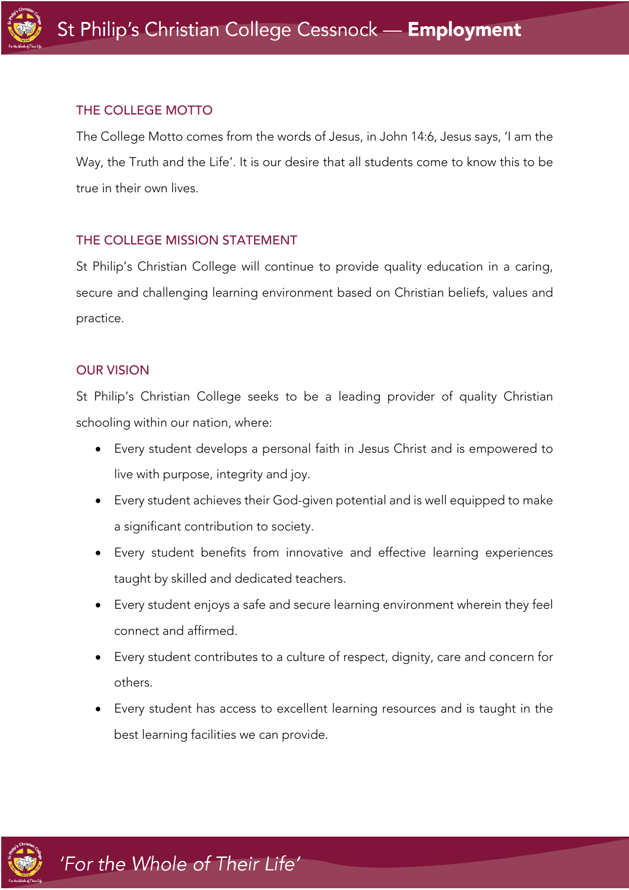## THE COLLEGE MOTTO

The College Motto comes from the words of Jesus, in John 14:6, Jesus says, 'I am the Way, the Truth and the Life'. It is our desire that all students come to know this to be true in their own lives.

## THE COLLEGE MISSION STATEMENT

St Philip's Christian College will continue to provide quality education in a caring, secure and challenging learning environment based on Christian beliefs, values and practice.

## OUR VISION

St Philip's Christian College seeks to be a leading provider of quality Christian schooling within our nation, where:

- Every student develops a personal faith in Jesus Christ and is empowered to live with purpose, integrity and joy.
- Every student achieves their God-given potential and is well equipped to make a significant contribution to society.
- Every student benefits from innovative and effective learning experiences taught by skilled and dedicated teachers.
- Every student enjoys a safe and secure learning environment wherein they feel connect and affirmed.
- Every student contributes to a culture of respect, dignity, care and concern for others.
- Every student has access to excellent learning resources and is taught in the best learning facilities we can provide.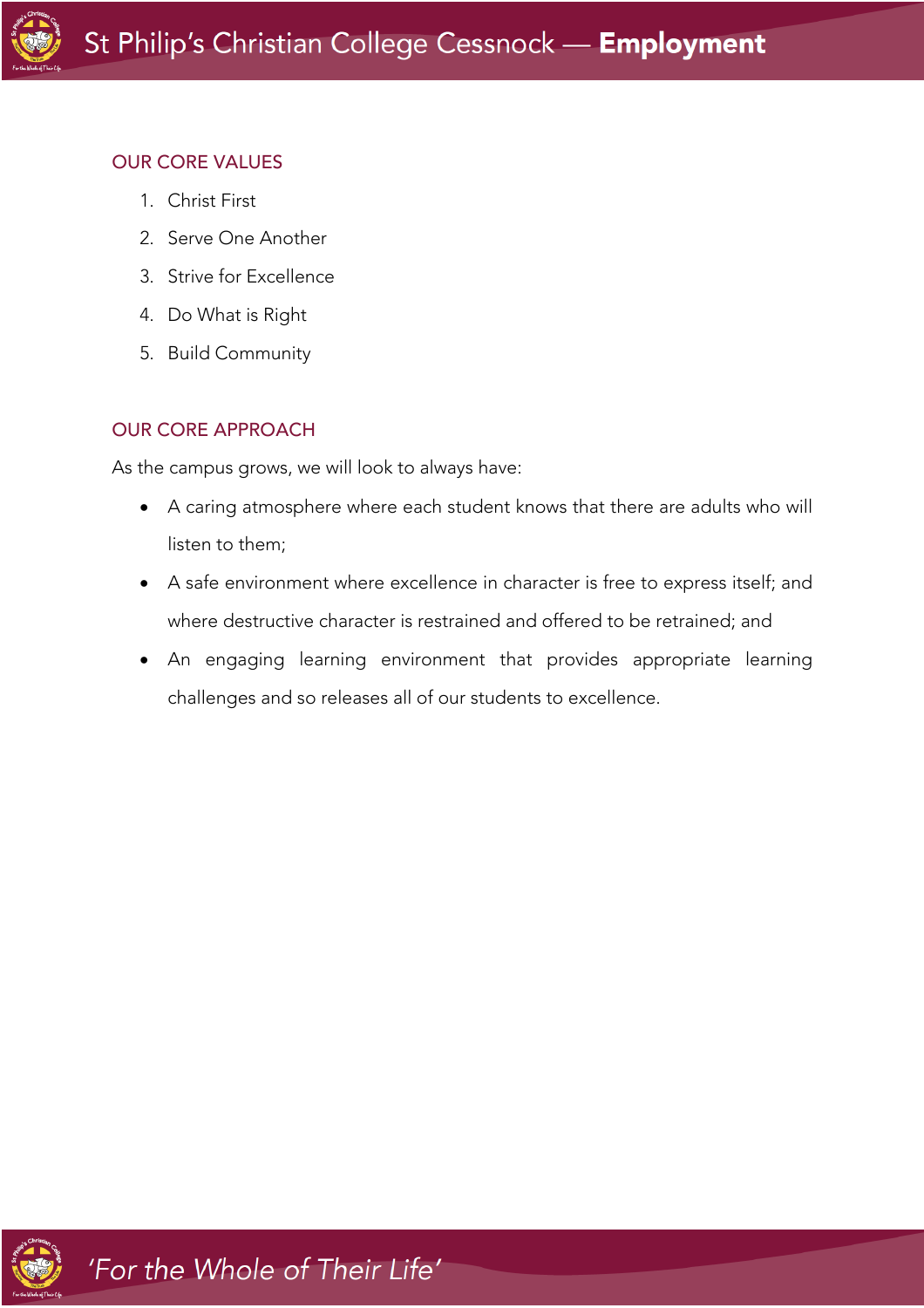## OUR CORE VALUES

1. Christ First
2. Serve One Another
3. Strive for Excellence
4. Do What is Right
5. Build Community

## OUR CORE APPROACH

As the campus grows, we will look to always have:

- A caring atmosphere where each student knows that there are adults who will listen to them;
- A safe environment where excellence in character is free to express itself; and where destructive character is restrained and offered to be retrained; and
- An engaging learning environment that provides appropriate learning challenges and so releases all of our students to excellence.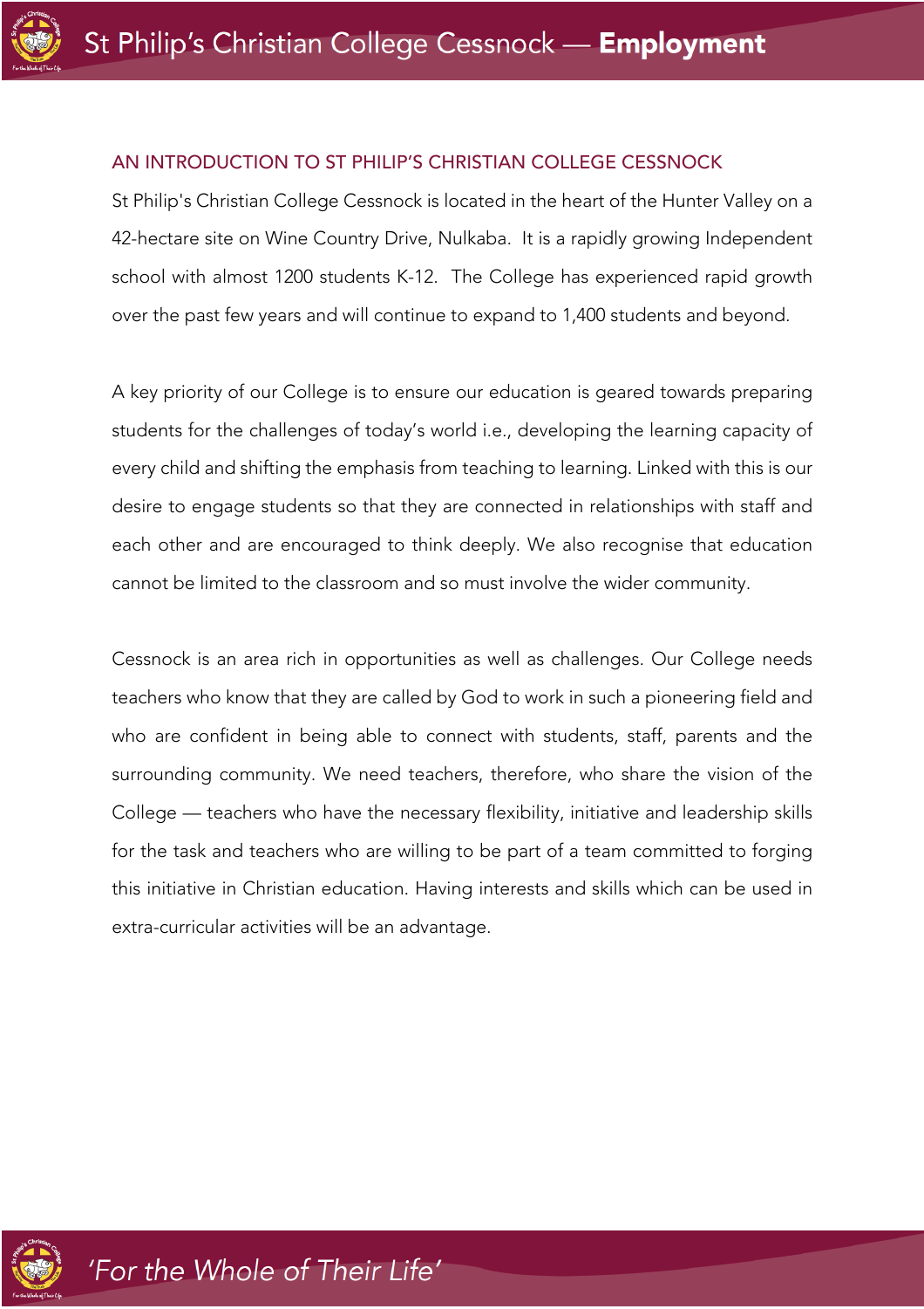## AN INTRODUCTION TO ST PHILIP'S CHRISTIAN COLLEGE CESSNOCK

St Philip's Christian College Cessnock is located in the heart of the Hunter Valley on a 42-hectare site on Wine Country Drive, Nulkaba. It is a rapidly growing Independent school with almost 1200 students K-12. The College has experienced rapid growth over the past few years and will continue to expand to 1,400 students and beyond.

A key priority of our College is to ensure our education is geared towards preparing students for the challenges of today's world i.e., developing the learning capacity of every child and shifting the emphasis from teaching to learning. Linked with this is our desire to engage students so that they are connected in relationships with staff and each other and are encouraged to think deeply. We also recognise that education cannot be limited to the classroom and so must involve the wider community.

Cessnock is an area rich in opportunities as well as challenges. Our College needs teachers who know that they are called by God to work in such a pioneering field and who are confident in being able to connect with students, staff, parents and the surrounding community. We need teachers, therefore, who share the vision of the College — teachers who have the necessary flexibility, initiative and leadership skills for the task and teachers who are willing to be part of a team committed to forging this initiative in Christian education. Having interests and skills which can be used in extra-curricular activities will be an advantage.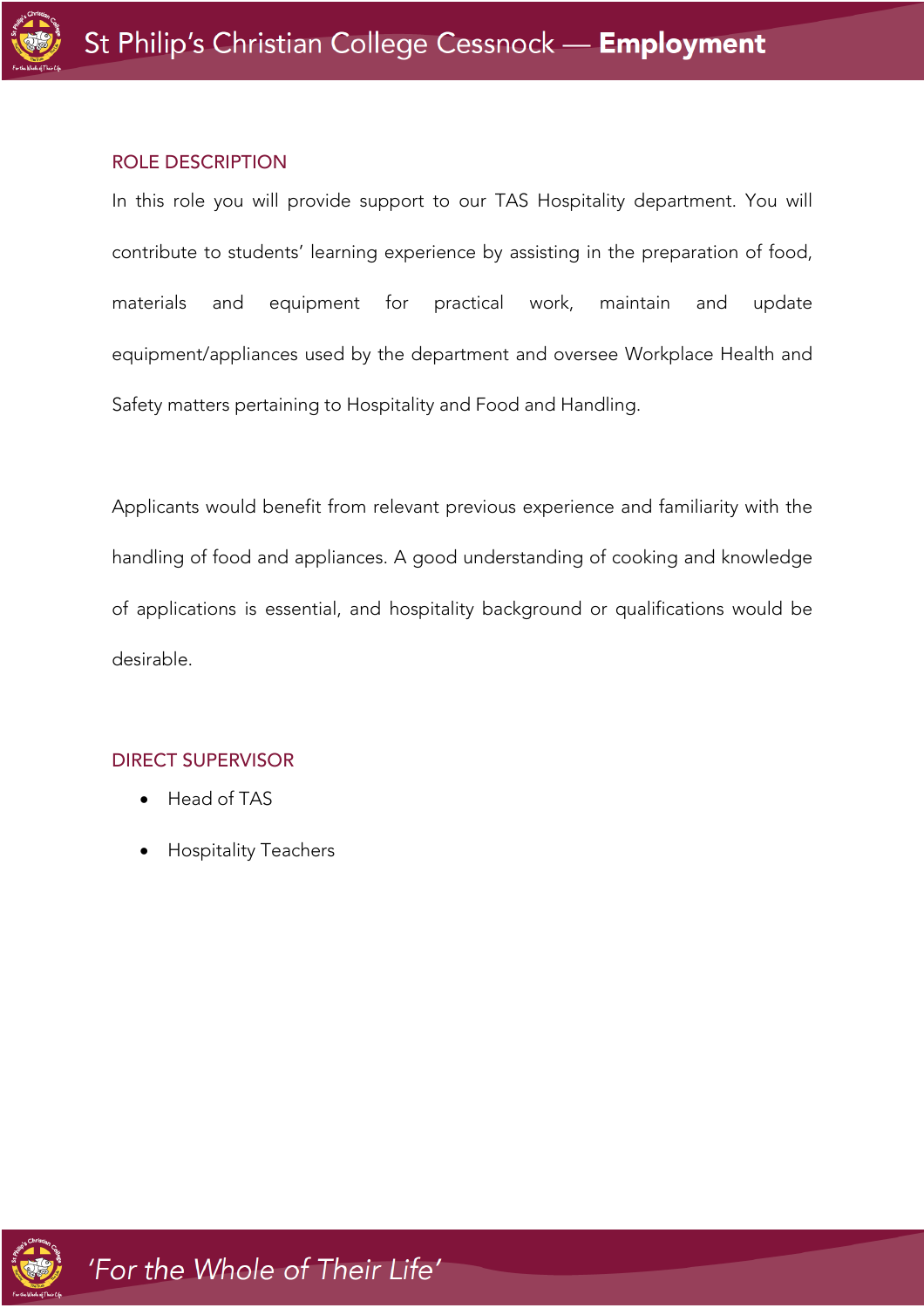## ROLE DESCRIPTION

In this role you will provide support to our TAS Hospitality department. You will contribute to students' learning experience by assisting in the preparation of food, materials and equipment for practical work, maintain and update equipment/appliances used by the department and oversee Workplace Health and Safety matters pertaining to Hospitality and Food and Handling.

Applicants would benefit from relevant previous experience and familiarity with the handling of food and appliances. A good understanding of cooking and knowledge of applications is essential, and hospitality background or qualifications would be desirable.

## DIRECT SUPERVISOR

- Head of TAS
- Hospitality Teachers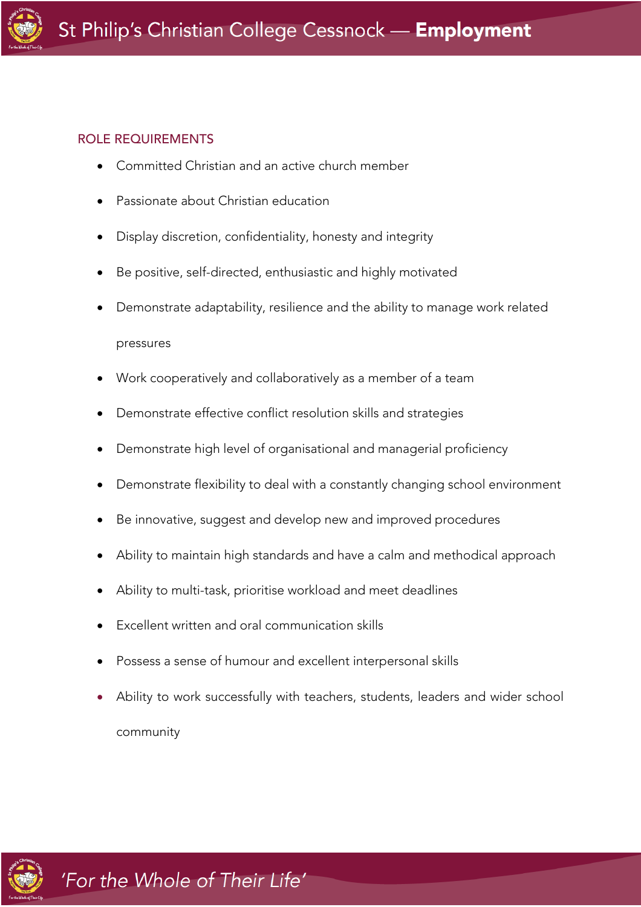## ROLE REQUIREMENTS

- Committed Christian and an active church member
- Passionate about Christian education
- Display discretion, confidentiality, honesty and integrity
- Be positive, self-directed, enthusiastic and highly motivated
- Demonstrate adaptability, resilience and the ability to manage work related pressures
- Work cooperatively and collaboratively as a member of a team
- Demonstrate effective conflict resolution skills and strategies
- Demonstrate high level of organisational and managerial proficiency
- Demonstrate flexibility to deal with a constantly changing school environment
- Be innovative, suggest and develop new and improved procedures
- Ability to maintain high standards and have a calm and methodical approach
- Ability to multi-task, prioritise workload and meet deadlines
- Excellent written and oral communication skills
- Possess a sense of humour and excellent interpersonal skills
- Ability to work successfully with teachers, students, leaders and wider school community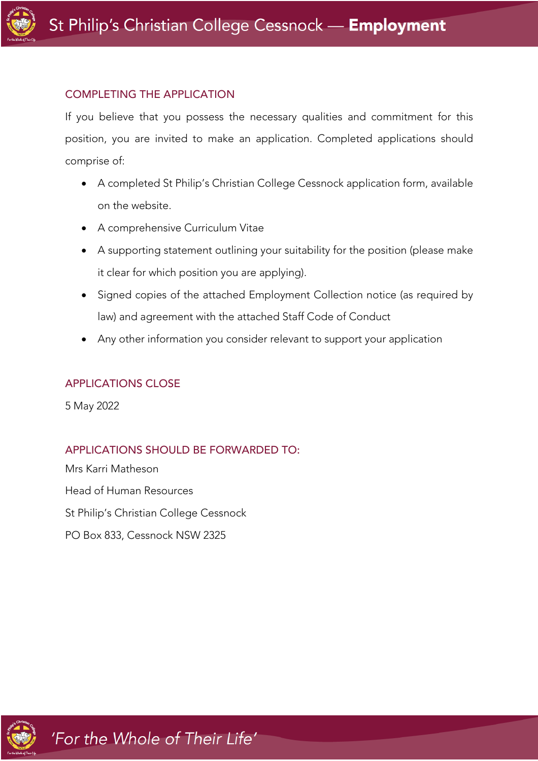## COMPLETING THE APPLICATION

If you believe that you possess the necessary qualities and commitment for this position, you are invited to make an application. Completed applications should comprise of:

- A completed St Philip's Christian College Cessnock application form, available on the website.
- A comprehensive Curriculum Vitae
- A supporting statement outlining your suitability for the position (please make it clear for which position you are applying).
- Signed copies of the attached Employment Collection notice (as required by law) and agreement with the attached Staff Code of Conduct
- Any other information you consider relevant to support your application

## APPLICATIONS CLOSE

5 May 2022

## APPLICATIONS SHOULD BE FORWARDED TO:

Mrs Karri Matheson

Head of Human Resources

St Philip's Christian College Cessnock

PO Box 833, Cessnock NSW 2325